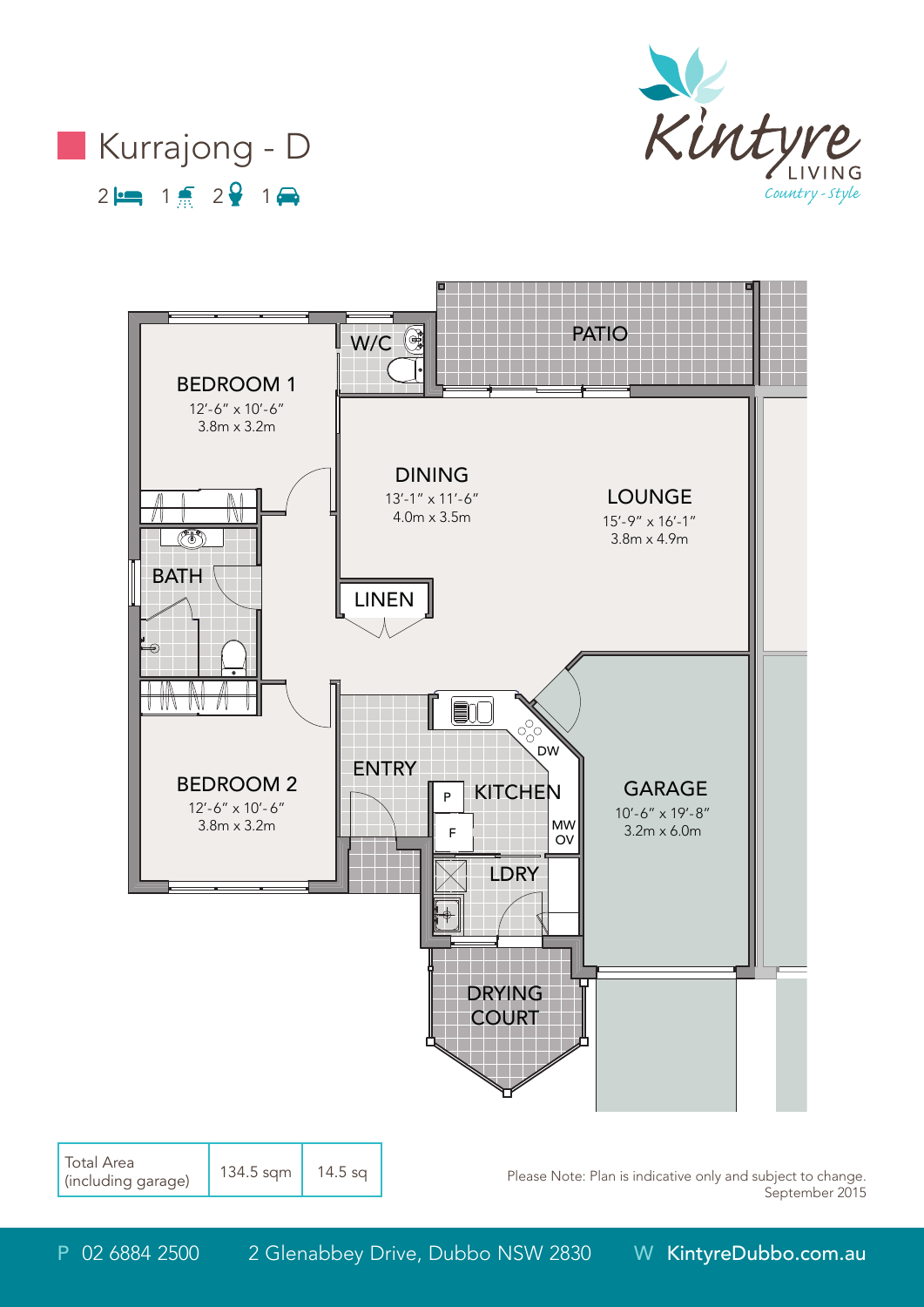# Kurrajong - D

2 bed | 1 bath | 2 toilet | 1 car

Kintyre LIVING *Country - Style*

PATIO

W/C

BEDROOM 1
12'-6" x 10'-6"
3.8m x 3.2m

DINING
13'-1" x 11'-6"
4.0m x 3.5m

LOUNGE
15'-9" x 16'-1"
3.8m x 4.9m

BATH

LINEN

ENTRY

KITCHEN

DW

P

F

MW
OV

BEDROOM 2
12'-6" x 10'-6"
3.8m x 3.2m

GARAGE
10'-6" x 19'-8"
3.2m x 6.0m

LDRY

DRYING COURT

| Total Area (including garage) | 134.5 sqm | 14.5 sq |
|---|---|---|

Please Note: Plan is indicative only and subject to change.
September 2015

P 02 6884 2500 2 Glenabbey Drive, Dubbo NSW 2830 W KintyreDubbo.com.au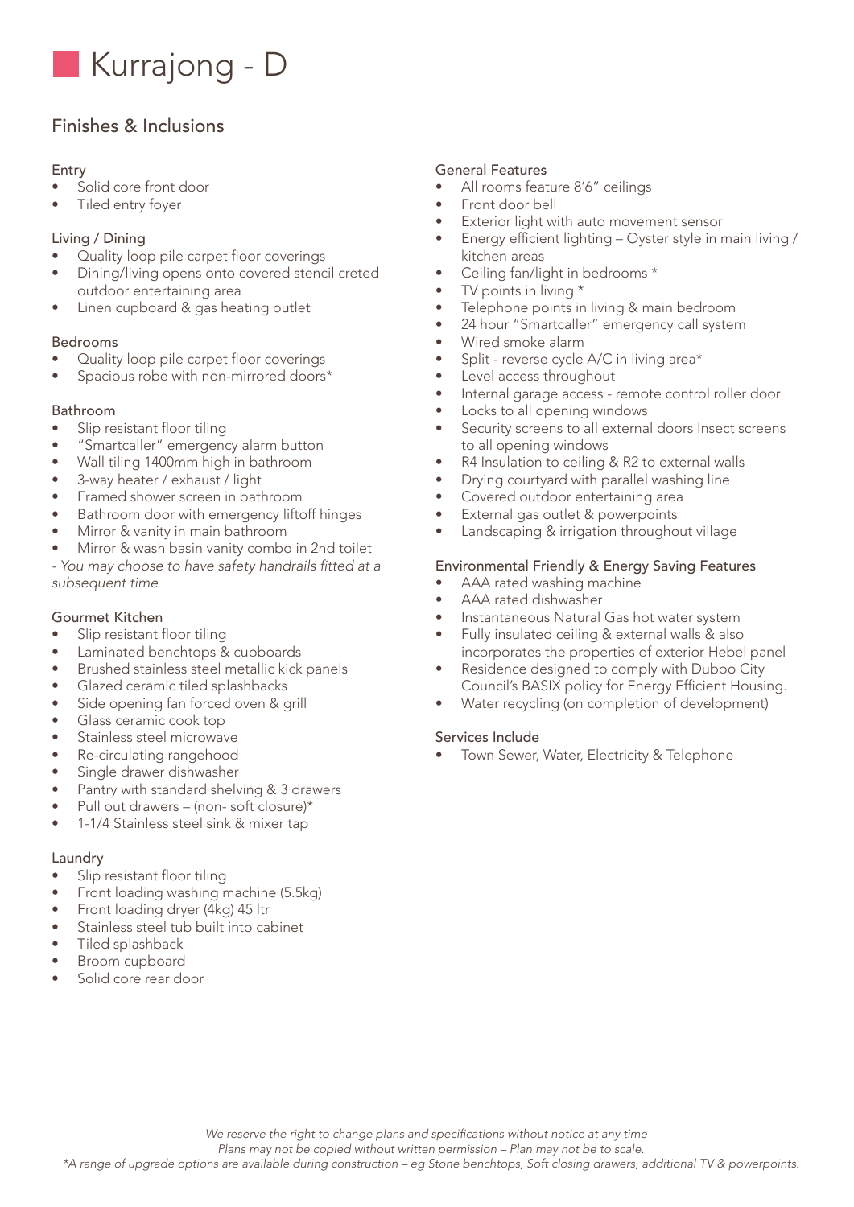# Kurrajong - D

## Finishes & Inclusions

### Entry

- Solid core front door
- Tiled entry foyer

### Living / Dining

- Quality loop pile carpet floor coverings
- Dining/living opens onto covered stencil creted outdoor entertaining area
- Linen cupboard & gas heating outlet

### Bedrooms

- Quality loop pile carpet floor coverings
- Spacious robe with non-mirrored doors*

### Bathroom

- Slip resistant floor tiling
- "Smartcaller" emergency alarm button
- Wall tiling 1400mm high in bathroom
- 3-way heater / exhaust / light
- Framed shower screen in bathroom
- Bathroom door with emergency liftoff hinges
- Mirror & vanity in main bathroom
- Mirror & wash basin vanity combo in 2nd toilet

*- You may choose to have safety handrails fitted at a subsequent time*

### Gourmet Kitchen

- Slip resistant floor tiling
- Laminated benchtops & cupboards
- Brushed stainless steel metallic kick panels
- Glazed ceramic tiled splashbacks
- Side opening fan forced oven & grill
- Glass ceramic cook top
- Stainless steel microwave
- Re-circulating rangehood
- Single drawer dishwasher
- Pantry with standard shelving & 3 drawers
- Pull out drawers – (non- soft closure)*
- 1-1/4 Stainless steel sink & mixer tap

### Laundry

- Slip resistant floor tiling
- Front loading washing machine (5.5kg)
- Front loading dryer (4kg) 45 ltr
- Stainless steel tub built into cabinet
- Tiled splashback
- Broom cupboard
- Solid core rear door

### General Features

- All rooms feature 8'6" ceilings
- Front door bell
- Exterior light with auto movement sensor
- Energy efficient lighting – Oyster style in main living / kitchen areas
- Ceiling fan/light in bedrooms *
- TV points in living *
- Telephone points in living & main bedroom
- 24 hour "Smartcaller" emergency call system
- Wired smoke alarm
- Split - reverse cycle A/C in living area*
- Level access throughout
- Internal garage access - remote control roller door
- Locks to all opening windows
- Security screens to all external doors Insect screens to all opening windows
- R4 Insulation to ceiling & R2 to external walls
- Drying courtyard with parallel washing line
- Covered outdoor entertaining area
- External gas outlet & powerpoints
- Landscaping & irrigation throughout village

### Environmental Friendly & Energy Saving Features

- AAA rated washing machine
- AAA rated dishwasher
- Instantaneous Natural Gas hot water system
- Fully insulated ceiling & external walls & also incorporates the properties of exterior Hebel panel
- Residence designed to comply with Dubbo City Council's BASIX policy for Energy Efficient Housing.
- Water recycling (on completion of development)

### Services Include

- Town Sewer, Water, Electricity & Telephone

*We reserve the right to change plans and specifications without notice at any time – Plans may not be copied without written permission – Plan may not be to scale.*

*\*A range of upgrade options are available during construction – eg Stone benchtops, Soft closing drawers, additional TV & powerpoints.*